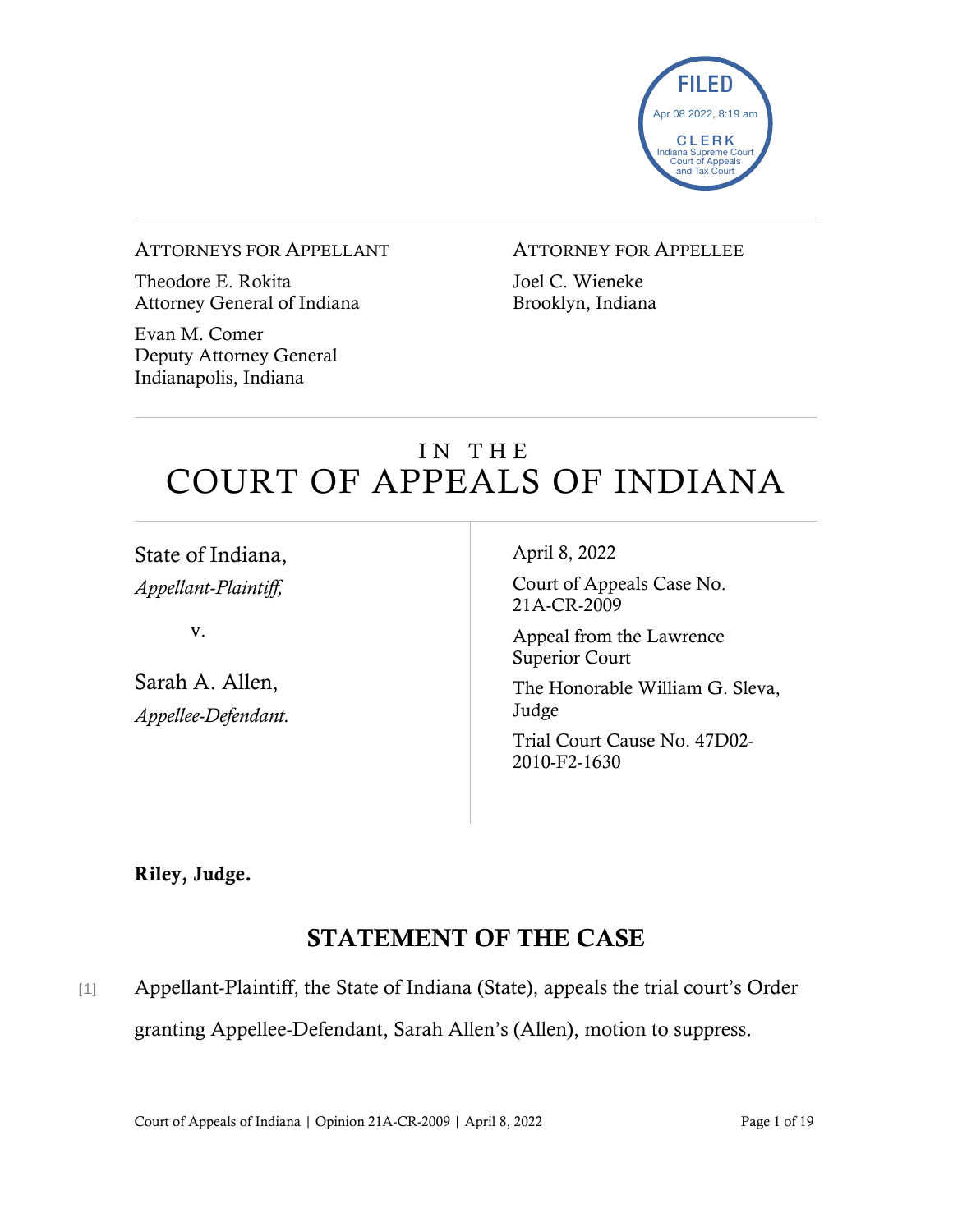FILED
Apr 08 2022, 8:19 am
CLERK
Indiana Supreme Court
Court of Appeals
and Tax Court

ATTORNEYS FOR APPELLANT

Theodore E. Rokita
Attorney General of Indiana

Evan M. Comer
Deputy Attorney General
Indianapolis, Indiana

ATTORNEY FOR APPELLEE

Joel C. Wieneke
Brooklyn, Indiana

# IN THE COURT OF APPEALS OF INDIANA

State of Indiana,
*Appellant-Plaintiff,*

v.

Sarah A. Allen,
*Appellee-Defendant.*

April 8, 2022

Court of Appeals Case No. 21A-CR-2009

Appeal from the Lawrence Superior Court

The Honorable William G. Sleva, Judge

Trial Court Cause No. 47D02-2010-F2-1630

**Riley, Judge.**

## STATEMENT OF THE CASE

[1] Appellant-Plaintiff, the State of Indiana (State), appeals the trial court's Order granting Appellee-Defendant, Sarah Allen's (Allen), motion to suppress.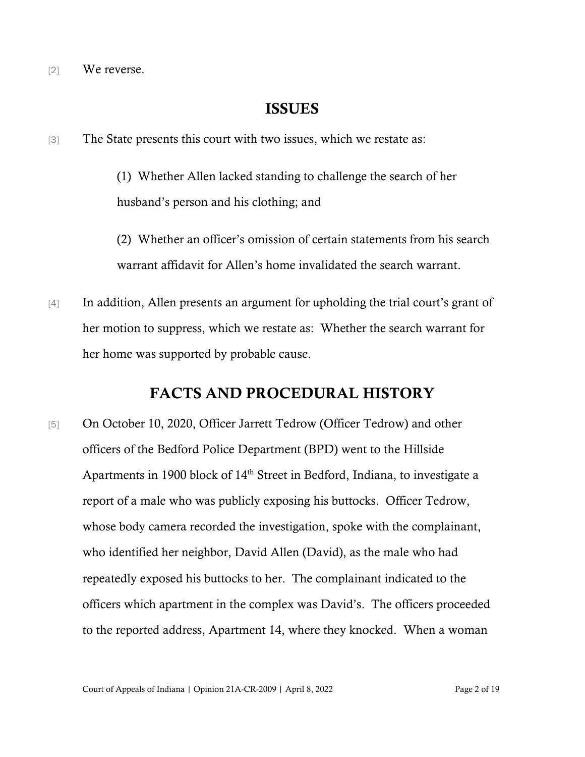[2] We reverse.

## ISSUES

[3] The State presents this court with two issues, which we restate as:

> (1) Whether Allen lacked standing to challenge the search of her husband's person and his clothing; and
>
> (2) Whether an officer's omission of certain statements from his search warrant affidavit for Allen's home invalidated the search warrant.

[4] In addition, Allen presents an argument for upholding the trial court's grant of her motion to suppress, which we restate as: Whether the search warrant for her home was supported by probable cause.

## FACTS AND PROCEDURAL HISTORY

[5] On October 10, 2020, Officer Jarrett Tedrow (Officer Tedrow) and other officers of the Bedford Police Department (BPD) went to the Hillside Apartments in 1900 block of 14th Street in Bedford, Indiana, to investigate a report of a male who was publicly exposing his buttocks. Officer Tedrow, whose body camera recorded the investigation, spoke with the complainant, who identified her neighbor, David Allen (David), as the male who had repeatedly exposed his buttocks to her. The complainant indicated to the officers which apartment in the complex was David's. The officers proceeded to the reported address, Apartment 14, where they knocked. When a woman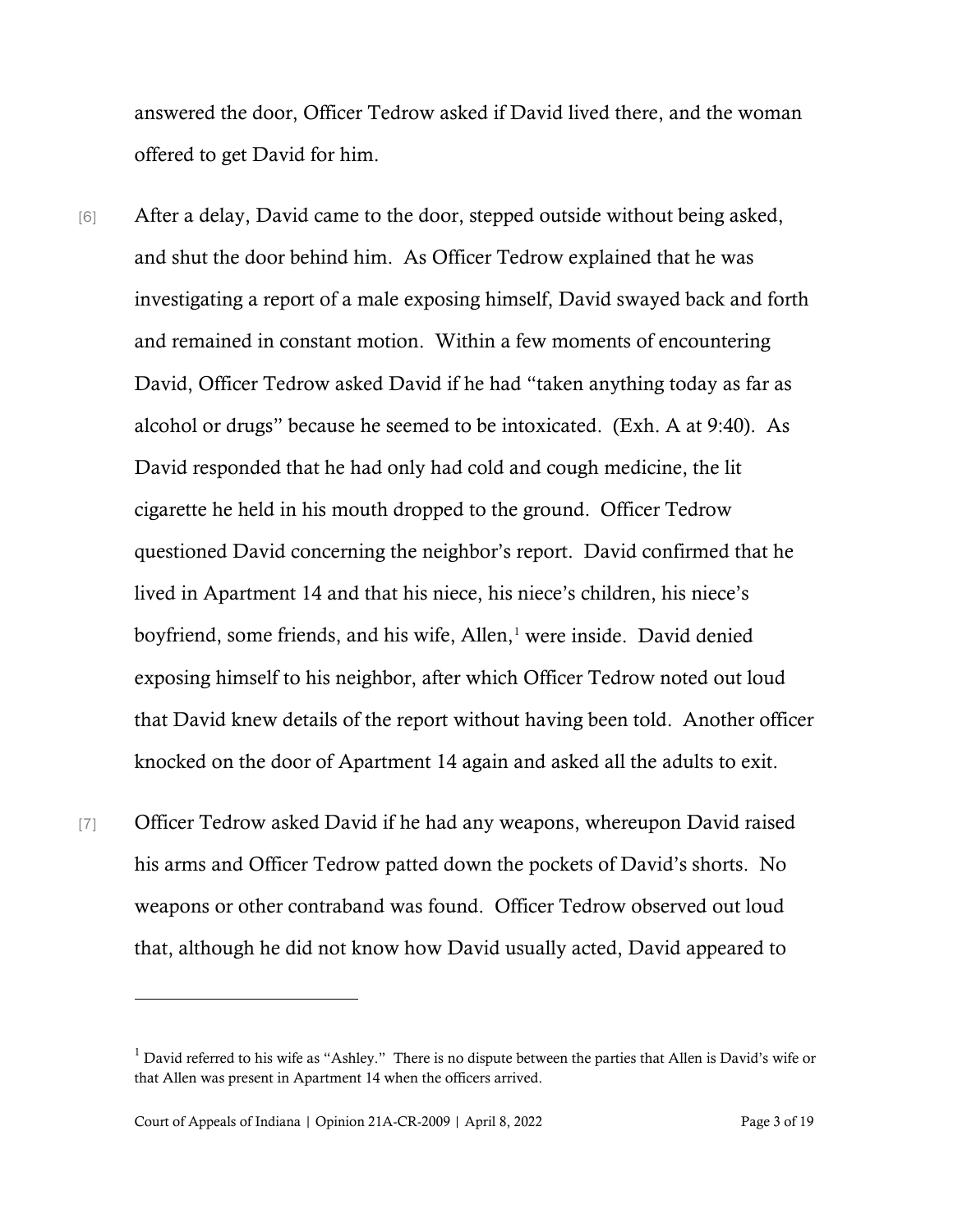answered the door, Officer Tedrow asked if David lived there, and the woman offered to get David for him.

[6] After a delay, David came to the door, stepped outside without being asked, and shut the door behind him. As Officer Tedrow explained that he was investigating a report of a male exposing himself, David swayed back and forth and remained in constant motion. Within a few moments of encountering David, Officer Tedrow asked David if he had "taken anything today as far as alcohol or drugs" because he seemed to be intoxicated. (Exh. A at 9:40). As David responded that he had only had cold and cough medicine, the lit cigarette he held in his mouth dropped to the ground. Officer Tedrow questioned David concerning the neighbor's report. David confirmed that he lived in Apartment 14 and that his niece, his niece's children, his niece's boyfriend, some friends, and his wife, Allen,[1] were inside. David denied exposing himself to his neighbor, after which Officer Tedrow noted out loud that David knew details of the report without having been told. Another officer knocked on the door of Apartment 14 again and asked all the adults to exit.

[7] Officer Tedrow asked David if he had any weapons, whereupon David raised his arms and Officer Tedrow patted down the pockets of David's shorts. No weapons or other contraband was found. Officer Tedrow observed out loud that, although he did not know how David usually acted, David appeared to

---

[1] David referred to his wife as "Ashley." There is no dispute between the parties that Allen is David's wife or that Allen was present in Apartment 14 when the officers arrived.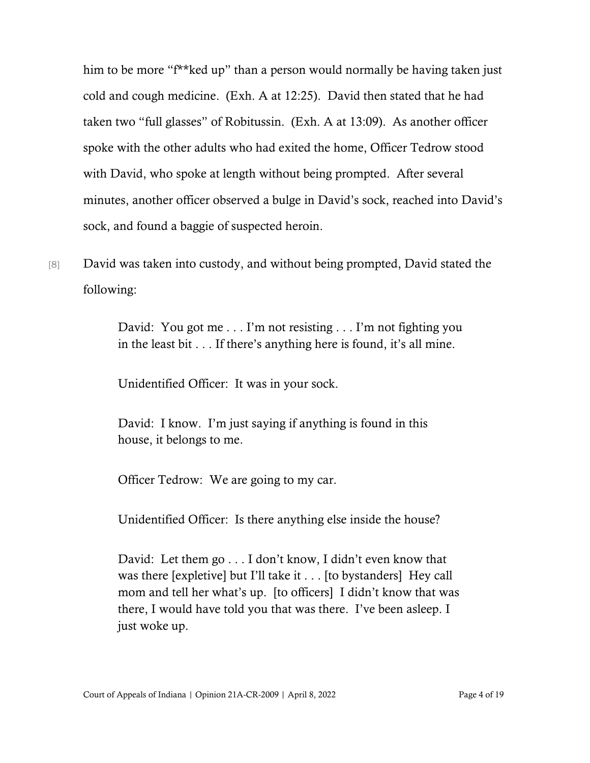him to be more "f**ked up" than a person would normally be having taken just cold and cough medicine. (Exh. A at 12:25). David then stated that he had taken two "full glasses" of Robitussin. (Exh. A at 13:09). As another officer spoke with the other adults who had exited the home, Officer Tedrow stood with David, who spoke at length without being prompted. After several minutes, another officer observed a bulge in David's sock, reached into David's sock, and found a baggie of suspected heroin.

[8] David was taken into custody, and without being prompted, David stated the following:

> David: You got me . . . I'm not resisting . . . I'm not fighting you in the least bit . . . If there's anything here is found, it's all mine.
>
> Unidentified Officer: It was in your sock.
>
> David: I know. I'm just saying if anything is found in this house, it belongs to me.
>
> Officer Tedrow: We are going to my car.
>
> Unidentified Officer: Is there anything else inside the house?
>
> David: Let them go . . . I don't know, I didn't even know that was there [expletive] but I'll take it . . . [to bystanders] Hey call mom and tell her what's up. [to officers] I didn't know that was there, I would have told you that was there. I've been asleep. I just woke up.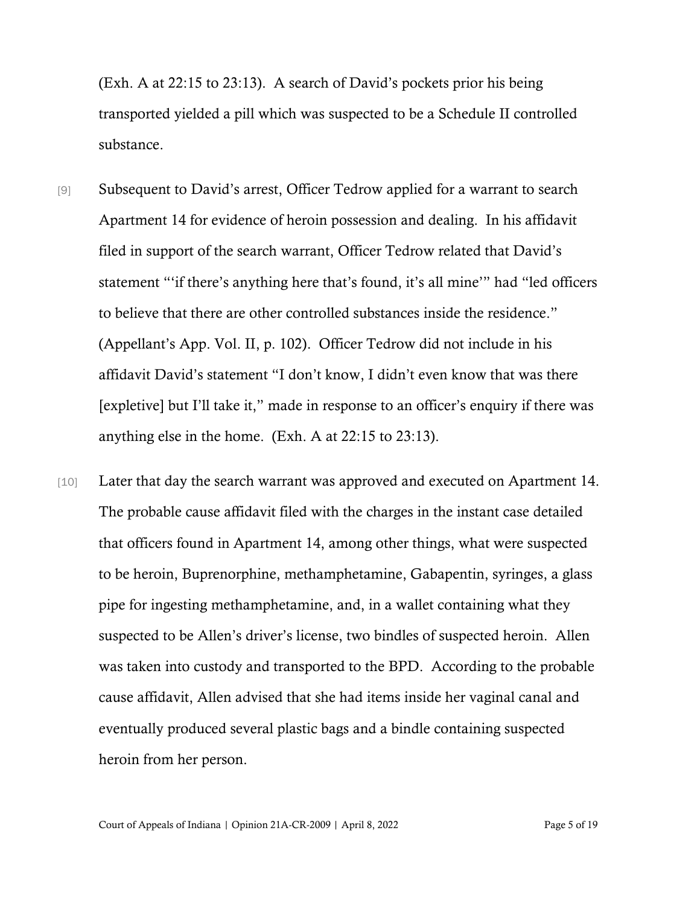(Exh. A at 22:15 to 23:13). A search of David's pockets prior his being transported yielded a pill which was suspected to be a Schedule II controlled substance.

[9] Subsequent to David's arrest, Officer Tedrow applied for a warrant to search Apartment 14 for evidence of heroin possession and dealing. In his affidavit filed in support of the search warrant, Officer Tedrow related that David's statement "'if there's anything here that's found, it's all mine'" had "led officers to believe that there are other controlled substances inside the residence." (Appellant's App. Vol. II, p. 102). Officer Tedrow did not include in his affidavit David's statement "I don't know, I didn't even know that was there [expletive] but I'll take it," made in response to an officer's enquiry if there was anything else in the home. (Exh. A at 22:15 to 23:13).

[10] Later that day the search warrant was approved and executed on Apartment 14. The probable cause affidavit filed with the charges in the instant case detailed that officers found in Apartment 14, among other things, what were suspected to be heroin, Buprenorphine, methamphetamine, Gabapentin, syringes, a glass pipe for ingesting methamphetamine, and, in a wallet containing what they suspected to be Allen's driver's license, two bindles of suspected heroin. Allen was taken into custody and transported to the BPD. According to the probable cause affidavit, Allen advised that she had items inside her vaginal canal and eventually produced several plastic bags and a bindle containing suspected heroin from her person.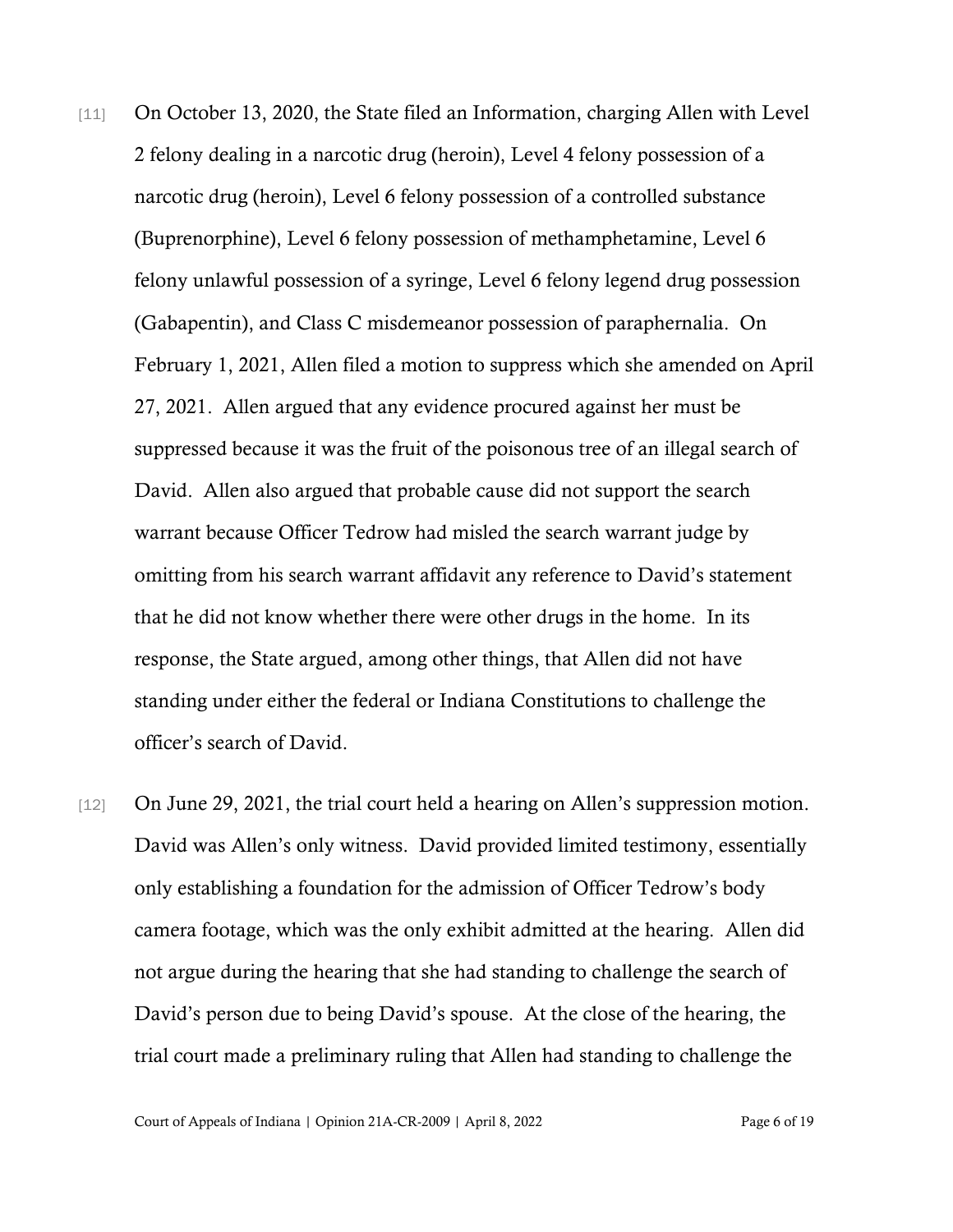[11] On October 13, 2020, the State filed an Information, charging Allen with Level 2 felony dealing in a narcotic drug (heroin), Level 4 felony possession of a narcotic drug (heroin), Level 6 felony possession of a controlled substance (Buprenorphine), Level 6 felony possession of methamphetamine, Level 6 felony unlawful possession of a syringe, Level 6 felony legend drug possession (Gabapentin), and Class C misdemeanor possession of paraphernalia. On February 1, 2021, Allen filed a motion to suppress which she amended on April 27, 2021. Allen argued that any evidence procured against her must be suppressed because it was the fruit of the poisonous tree of an illegal search of David. Allen also argued that probable cause did not support the search warrant because Officer Tedrow had misled the search warrant judge by omitting from his search warrant affidavit any reference to David's statement that he did not know whether there were other drugs in the home. In its response, the State argued, among other things, that Allen did not have standing under either the federal or Indiana Constitutions to challenge the officer's search of David.

[12] On June 29, 2021, the trial court held a hearing on Allen's suppression motion. David was Allen's only witness. David provided limited testimony, essentially only establishing a foundation for the admission of Officer Tedrow's body camera footage, which was the only exhibit admitted at the hearing. Allen did not argue during the hearing that she had standing to challenge the search of David's person due to being David's spouse. At the close of the hearing, the trial court made a preliminary ruling that Allen had standing to challenge the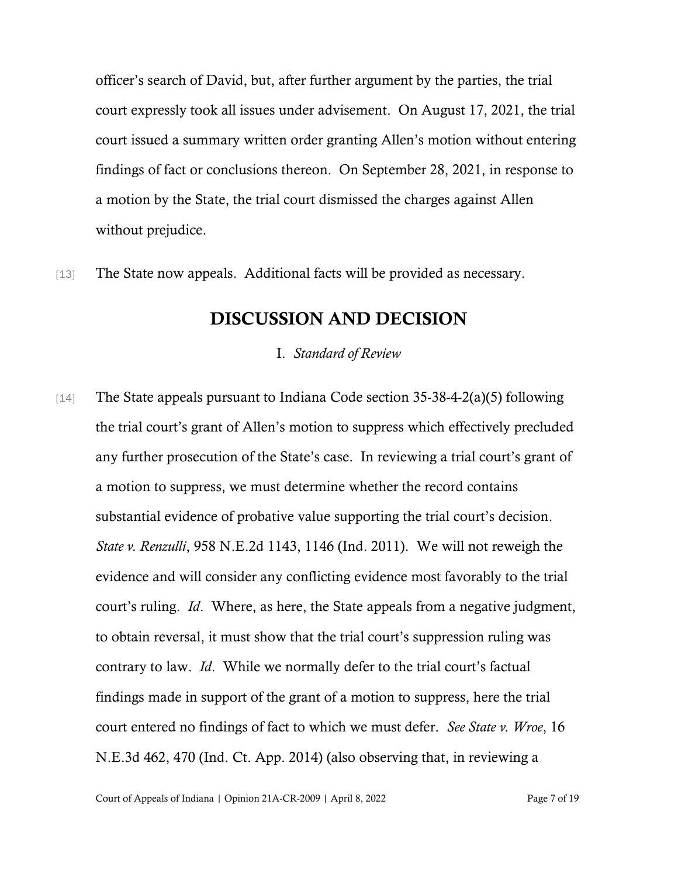officer's search of David, but, after further argument by the parties, the trial court expressly took all issues under advisement. On August 17, 2021, the trial court issued a summary written order granting Allen's motion without entering findings of fact or conclusions thereon. On September 28, 2021, in response to a motion by the State, the trial court dismissed the charges against Allen without prejudice.

[13] The State now appeals. Additional facts will be provided as necessary.

## DISCUSSION AND DECISION

### I. *Standard of Review*

[14] The State appeals pursuant to Indiana Code section 35-38-4-2(a)(5) following the trial court's grant of Allen's motion to suppress which effectively precluded any further prosecution of the State's case. In reviewing a trial court's grant of a motion to suppress, we must determine whether the record contains substantial evidence of probative value supporting the trial court's decision. *State v. Renzulli*, 958 N.E.2d 1143, 1146 (Ind. 2011). We will not reweigh the evidence and will consider any conflicting evidence most favorably to the trial court's ruling. *Id*. Where, as here, the State appeals from a negative judgment, to obtain reversal, it must show that the trial court's suppression ruling was contrary to law. *Id*. While we normally defer to the trial court's factual findings made in support of the grant of a motion to suppress, here the trial court entered no findings of fact to which we must defer. *See State v. Wroe*, 16 N.E.3d 462, 470 (Ind. Ct. App. 2014) (also observing that, in reviewing a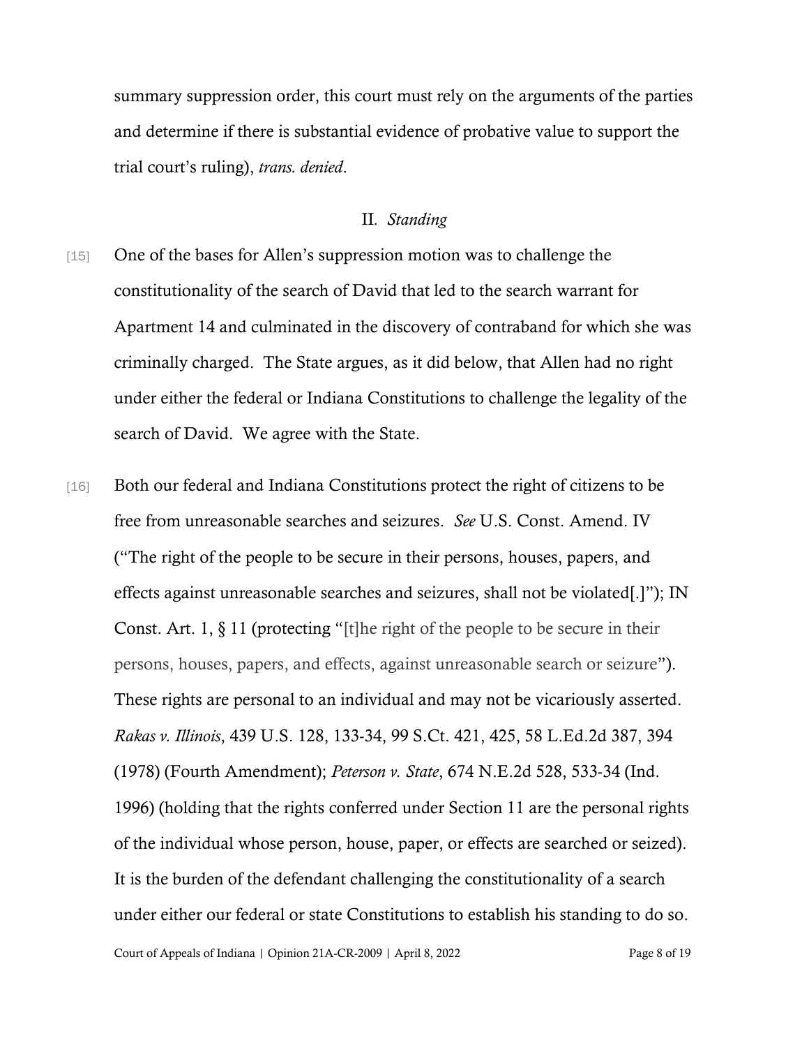summary suppression order, this court must rely on the arguments of the parties and determine if there is substantial evidence of probative value to support the trial court's ruling), *trans. denied*.

## II. *Standing*

[15] One of the bases for Allen's suppression motion was to challenge the constitutionality of the search of David that led to the search warrant for Apartment 14 and culminated in the discovery of contraband for which she was criminally charged. The State argues, as it did below, that Allen had no right under either the federal or Indiana Constitutions to challenge the legality of the search of David. We agree with the State.

[16] Both our federal and Indiana Constitutions protect the right of citizens to be free from unreasonable searches and seizures. *See* U.S. Const. Amend. IV ("The right of the people to be secure in their persons, houses, papers, and effects against unreasonable searches and seizures, shall not be violated[.]"); IN Const. Art. 1, § 11 (protecting "[t]he right of the people to be secure in their persons, houses, papers, and effects, against unreasonable search or seizure"). These rights are personal to an individual and may not be vicariously asserted. *Rakas v. Illinois*, 439 U.S. 128, 133-34, 99 S.Ct. 421, 425, 58 L.Ed.2d 387, 394 (1978) (Fourth Amendment); *Peterson v. State*, 674 N.E.2d 528, 533-34 (Ind. 1996) (holding that the rights conferred under Section 11 are the personal rights of the individual whose person, house, paper, or effects are searched or seized). It is the burden of the defendant challenging the constitutionality of a search under either our federal or state Constitutions to establish his standing to do so.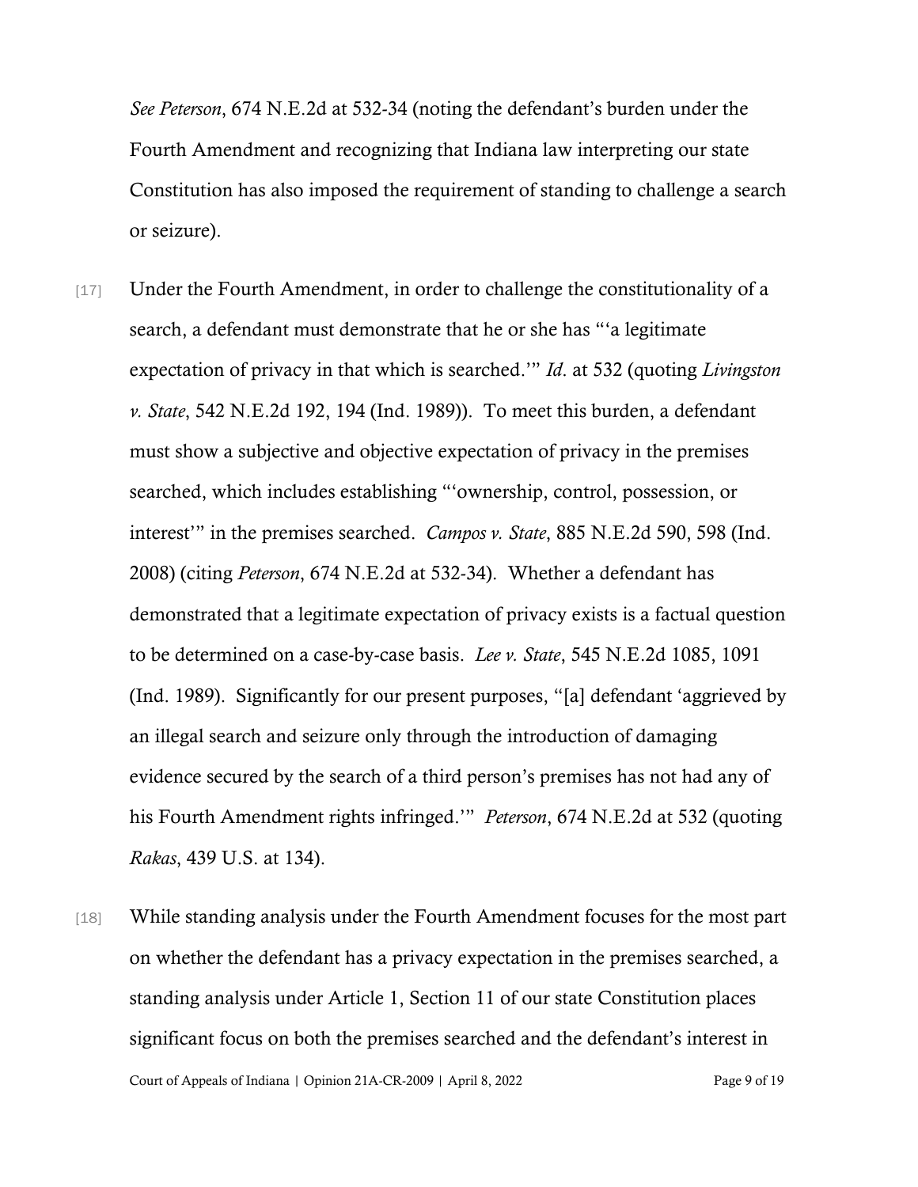*See Peterson*, 674 N.E.2d at 532-34 (noting the defendant's burden under the Fourth Amendment and recognizing that Indiana law interpreting our state Constitution has also imposed the requirement of standing to challenge a search or seizure).

[17] Under the Fourth Amendment, in order to challenge the constitutionality of a search, a defendant must demonstrate that he or she has "'a legitimate expectation of privacy in that which is searched.'" *Id.* at 532 (quoting *Livingston v. State*, 542 N.E.2d 192, 194 (Ind. 1989)). To meet this burden, a defendant must show a subjective and objective expectation of privacy in the premises searched, which includes establishing "'ownership, control, possession, or interest'" in the premises searched. *Campos v. State*, 885 N.E.2d 590, 598 (Ind. 2008) (citing *Peterson*, 674 N.E.2d at 532-34). Whether a defendant has demonstrated that a legitimate expectation of privacy exists is a factual question to be determined on a case-by-case basis. *Lee v. State*, 545 N.E.2d 1085, 1091 (Ind. 1989). Significantly for our present purposes, "[a] defendant 'aggrieved by an illegal search and seizure only through the introduction of damaging evidence secured by the search of a third person's premises has not had any of his Fourth Amendment rights infringed.'" *Peterson*, 674 N.E.2d at 532 (quoting *Rakas*, 439 U.S. at 134).

[18] While standing analysis under the Fourth Amendment focuses for the most part on whether the defendant has a privacy expectation in the premises searched, a standing analysis under Article 1, Section 11 of our state Constitution places significant focus on both the premises searched and the defendant's interest in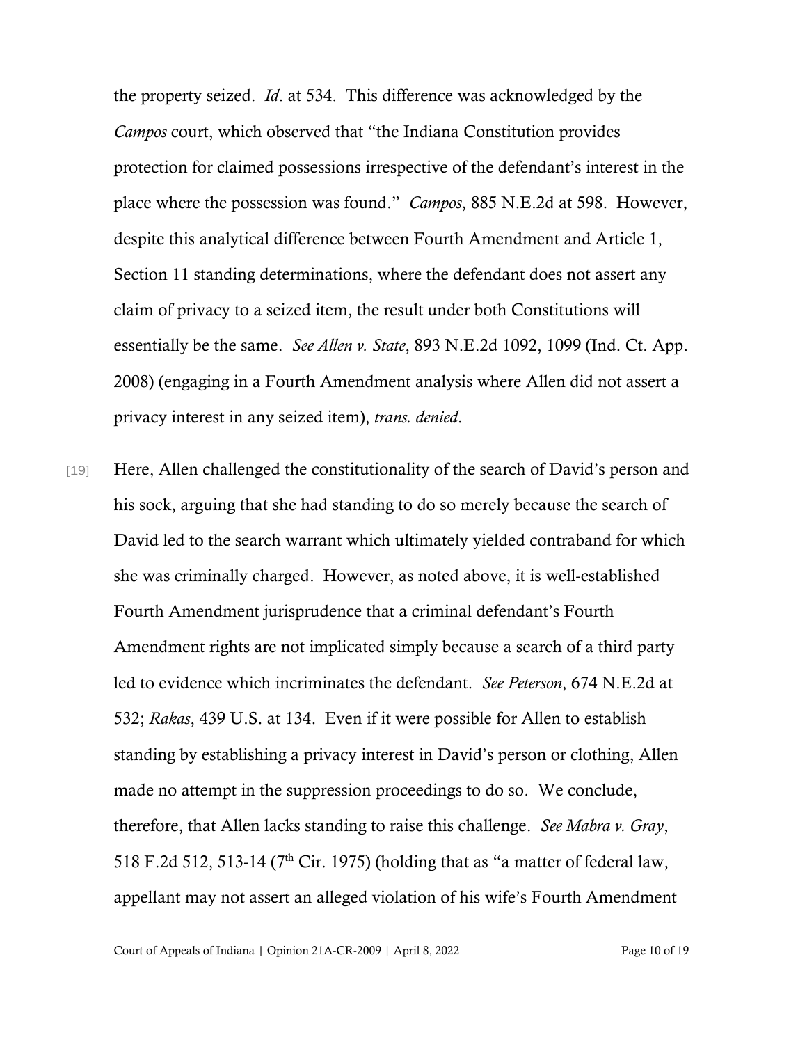the property seized. *Id*. at 534. This difference was acknowledged by the *Campos* court, which observed that "the Indiana Constitution provides protection for claimed possessions irrespective of the defendant's interest in the place where the possession was found." *Campos*, 885 N.E.2d at 598. However, despite this analytical difference between Fourth Amendment and Article 1, Section 11 standing determinations, where the defendant does not assert any claim of privacy to a seized item, the result under both Constitutions will essentially be the same. *See Allen v. State*, 893 N.E.2d 1092, 1099 (Ind. Ct. App. 2008) (engaging in a Fourth Amendment analysis where Allen did not assert a privacy interest in any seized item), *trans. denied*.

[19] Here, Allen challenged the constitutionality of the search of David's person and his sock, arguing that she had standing to do so merely because the search of David led to the search warrant which ultimately yielded contraband for which she was criminally charged. However, as noted above, it is well-established Fourth Amendment jurisprudence that a criminal defendant's Fourth Amendment rights are not implicated simply because a search of a third party led to evidence which incriminates the defendant. *See Peterson*, 674 N.E.2d at 532; *Rakas*, 439 U.S. at 134. Even if it were possible for Allen to establish standing by establishing a privacy interest in David's person or clothing, Allen made no attempt in the suppression proceedings to do so. We conclude, therefore, that Allen lacks standing to raise this challenge. *See Mabra v. Gray*, 518 F.2d 512, 513-14 (7th Cir. 1975) (holding that as "a matter of federal law, appellant may not assert an alleged violation of his wife's Fourth Amendment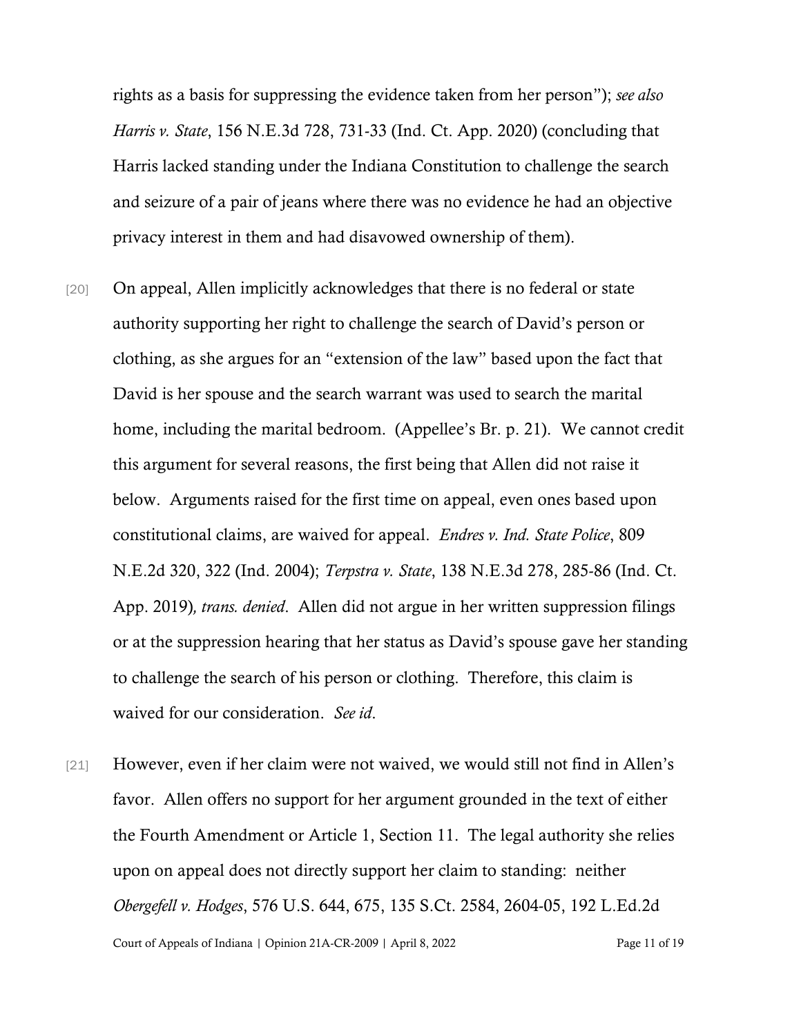rights as a basis for suppressing the evidence taken from her person"); *see also Harris v. State*, 156 N.E.3d 728, 731-33 (Ind. Ct. App. 2020) (concluding that Harris lacked standing under the Indiana Constitution to challenge the search and seizure of a pair of jeans where there was no evidence he had an objective privacy interest in them and had disavowed ownership of them).

[20] On appeal, Allen implicitly acknowledges that there is no federal or state authority supporting her right to challenge the search of David's person or clothing, as she argues for an "extension of the law" based upon the fact that David is her spouse and the search warrant was used to search the marital home, including the marital bedroom. (Appellee's Br. p. 21). We cannot credit this argument for several reasons, the first being that Allen did not raise it below. Arguments raised for the first time on appeal, even ones based upon constitutional claims, are waived for appeal. *Endres v. Ind. State Police*, 809 N.E.2d 320, 322 (Ind. 2004); *Terpstra v. State*, 138 N.E.3d 278, 285-86 (Ind. Ct. App. 2019), *trans. denied*. Allen did not argue in her written suppression filings or at the suppression hearing that her status as David's spouse gave her standing to challenge the search of his person or clothing. Therefore, this claim is waived for our consideration. *See id*.

[21] However, even if her claim were not waived, we would still not find in Allen's favor. Allen offers no support for her argument grounded in the text of either the Fourth Amendment or Article 1, Section 11. The legal authority she relies upon on appeal does not directly support her claim to standing: neither *Obergefell v. Hodges*, 576 U.S. 644, 675, 135 S.Ct. 2584, 2604-05, 192 L.Ed.2d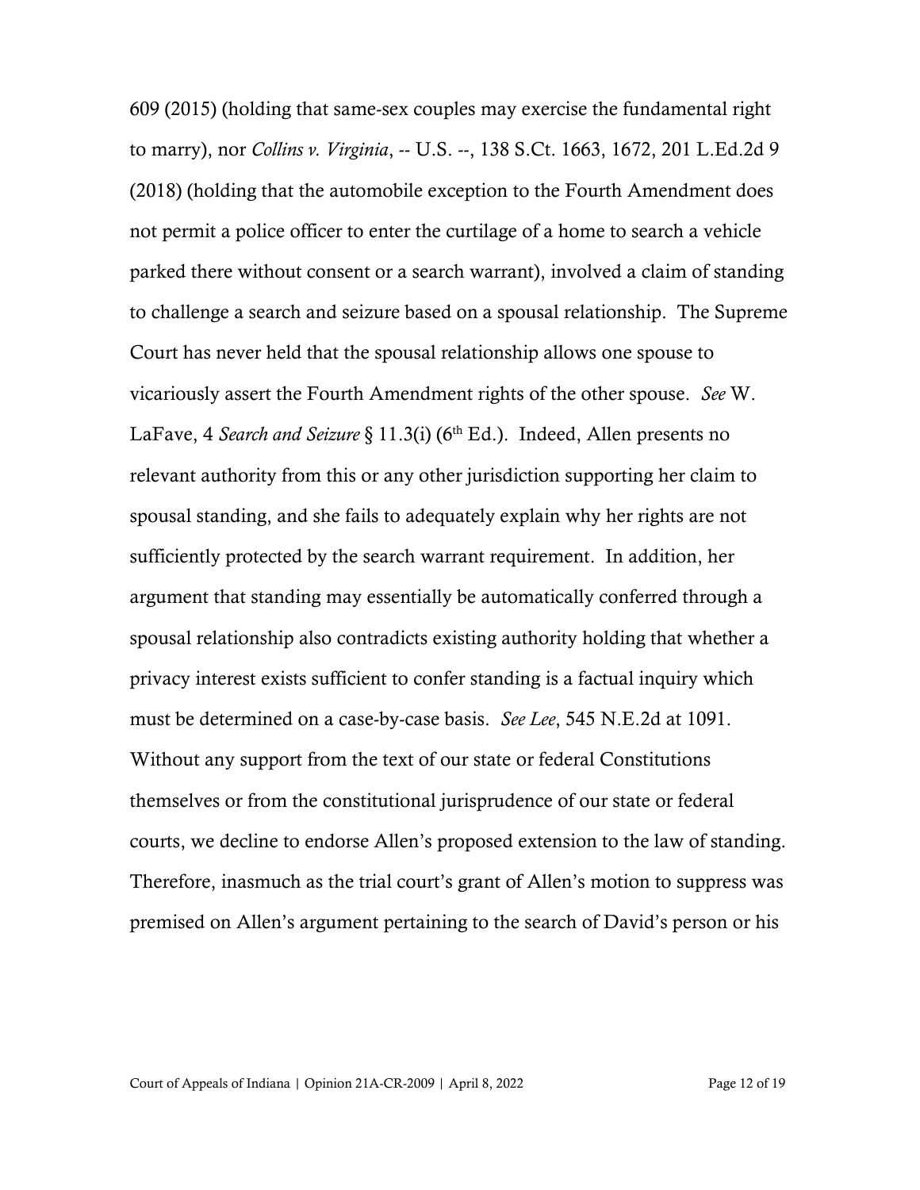609 (2015) (holding that same-sex couples may exercise the fundamental right to marry), nor *Collins v. Virginia*, -- U.S. --, 138 S.Ct. 1663, 1672, 201 L.Ed.2d 9 (2018) (holding that the automobile exception to the Fourth Amendment does not permit a police officer to enter the curtilage of a home to search a vehicle parked there without consent or a search warrant), involved a claim of standing to challenge a search and seizure based on a spousal relationship. The Supreme Court has never held that the spousal relationship allows one spouse to vicariously assert the Fourth Amendment rights of the other spouse. *See* W. LaFave, 4 *Search and Seizure* § 11.3(i) (6th Ed.). Indeed, Allen presents no relevant authority from this or any other jurisdiction supporting her claim to spousal standing, and she fails to adequately explain why her rights are not sufficiently protected by the search warrant requirement. In addition, her argument that standing may essentially be automatically conferred through a spousal relationship also contradicts existing authority holding that whether a privacy interest exists sufficient to confer standing is a factual inquiry which must be determined on a case-by-case basis. *See Lee*, 545 N.E.2d at 1091. Without any support from the text of our state or federal Constitutions themselves or from the constitutional jurisprudence of our state or federal courts, we decline to endorse Allen's proposed extension to the law of standing. Therefore, inasmuch as the trial court's grant of Allen's motion to suppress was premised on Allen's argument pertaining to the search of David's person or his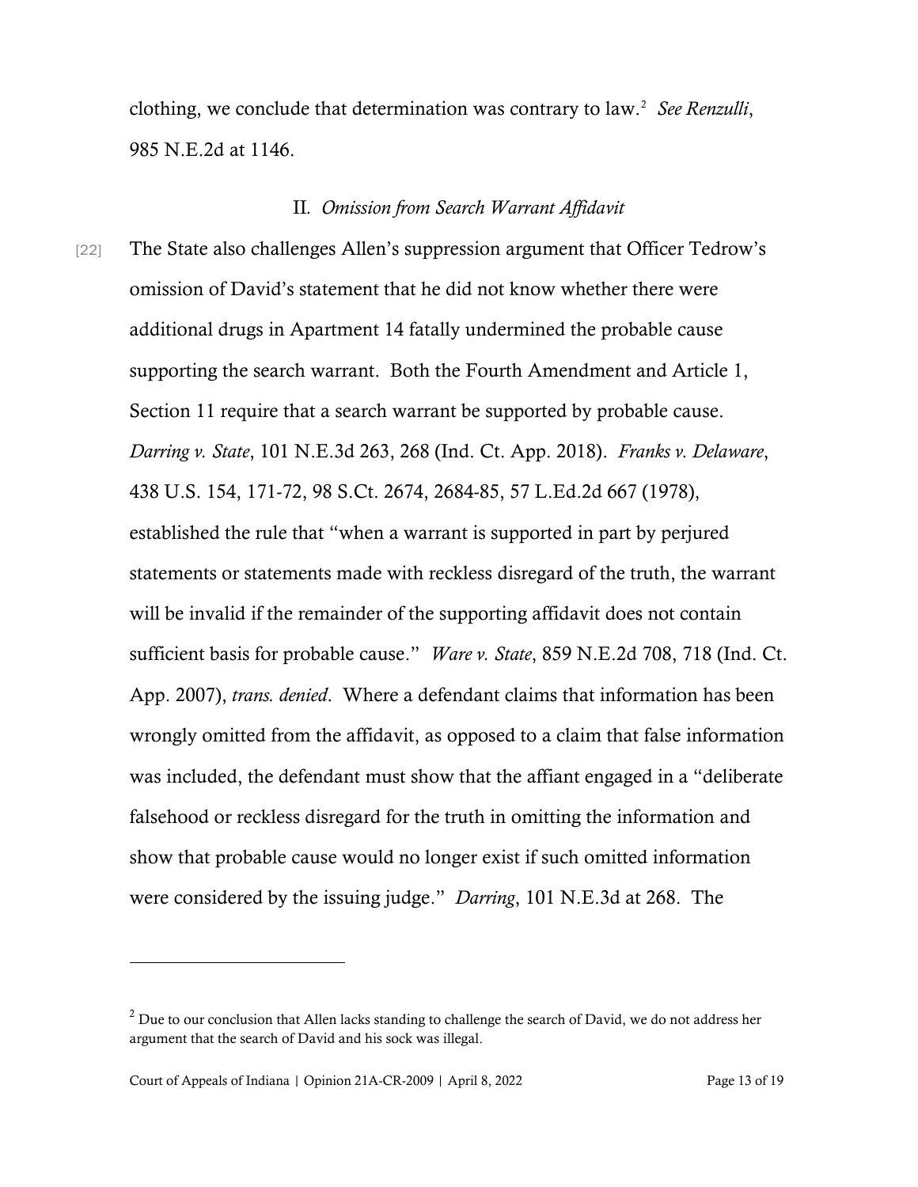clothing, we conclude that determination was contrary to law.[2] *See Renzulli*, 985 N.E.2d at 1146.

## II. *Omission from Search Warrant Affidavit*

[22] The State also challenges Allen's suppression argument that Officer Tedrow's omission of David's statement that he did not know whether there were additional drugs in Apartment 14 fatally undermined the probable cause supporting the search warrant. Both the Fourth Amendment and Article 1, Section 11 require that a search warrant be supported by probable cause. *Darring v. State*, 101 N.E.3d 263, 268 (Ind. Ct. App. 2018). *Franks v. Delaware*, 438 U.S. 154, 171-72, 98 S.Ct. 2674, 2684-85, 57 L.Ed.2d 667 (1978), established the rule that "when a warrant is supported in part by perjured statements or statements made with reckless disregard of the truth, the warrant will be invalid if the remainder of the supporting affidavit does not contain sufficient basis for probable cause." *Ware v. State*, 859 N.E.2d 708, 718 (Ind. Ct. App. 2007), *trans. denied*. Where a defendant claims that information has been wrongly omitted from the affidavit, as opposed to a claim that false information was included, the defendant must show that the affiant engaged in a "deliberate falsehood or reckless disregard for the truth in omitting the information and show that probable cause would no longer exist if such omitted information were considered by the issuing judge." *Darring*, 101 N.E.3d at 268. The

---

[2] Due to our conclusion that Allen lacks standing to challenge the search of David, we do not address her argument that the search of David and his sock was illegal.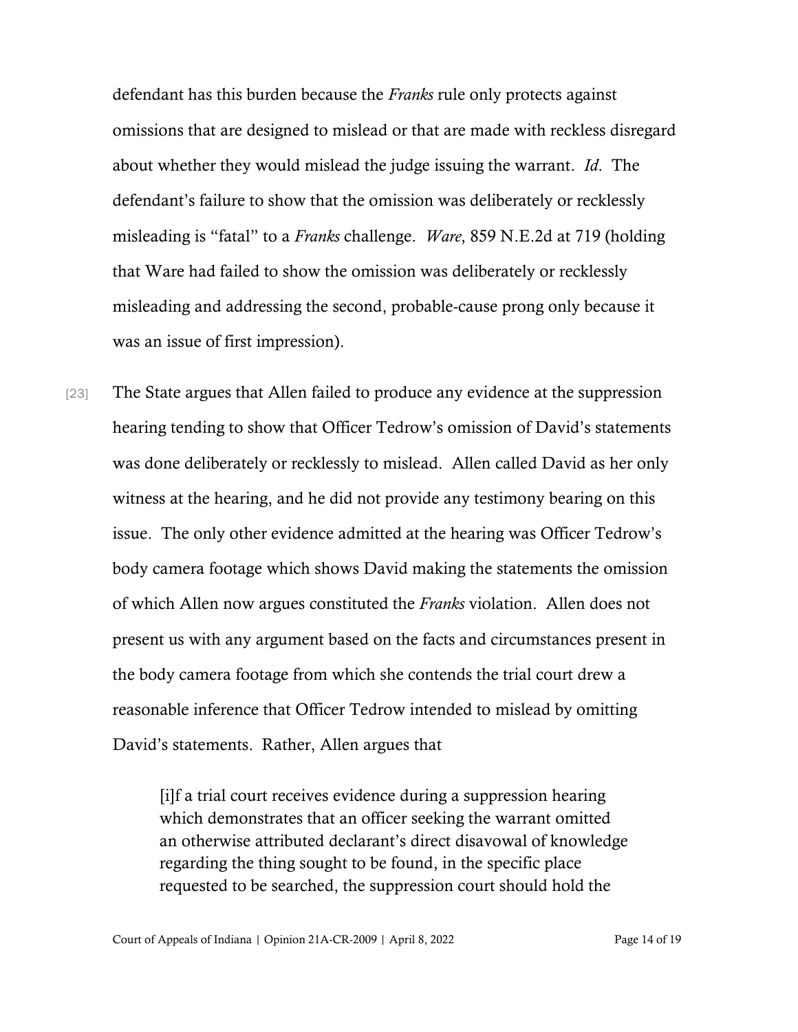defendant has this burden because the *Franks* rule only protects against omissions that are designed to mislead or that are made with reckless disregard about whether they would mislead the judge issuing the warrant. *Id*. The defendant's failure to show that the omission was deliberately or recklessly misleading is "fatal" to a *Franks* challenge. *Ware*, 859 N.E.2d at 719 (holding that Ware had failed to show the omission was deliberately or recklessly misleading and addressing the second, probable-cause prong only because it was an issue of first impression).

[23] The State argues that Allen failed to produce any evidence at the suppression hearing tending to show that Officer Tedrow's omission of David's statements was done deliberately or recklessly to mislead. Allen called David as her only witness at the hearing, and he did not provide any testimony bearing on this issue. The only other evidence admitted at the hearing was Officer Tedrow's body camera footage which shows David making the statements the omission of which Allen now argues constituted the *Franks* violation. Allen does not present us with any argument based on the facts and circumstances present in the body camera footage from which she contends the trial court drew a reasonable inference that Officer Tedrow intended to mislead by omitting David's statements. Rather, Allen argues that

> [i]f a trial court receives evidence during a suppression hearing which demonstrates that an officer seeking the warrant omitted an otherwise attributed declarant's direct disavowal of knowledge regarding the thing sought to be found, in the specific place requested to be searched, the suppression court should hold the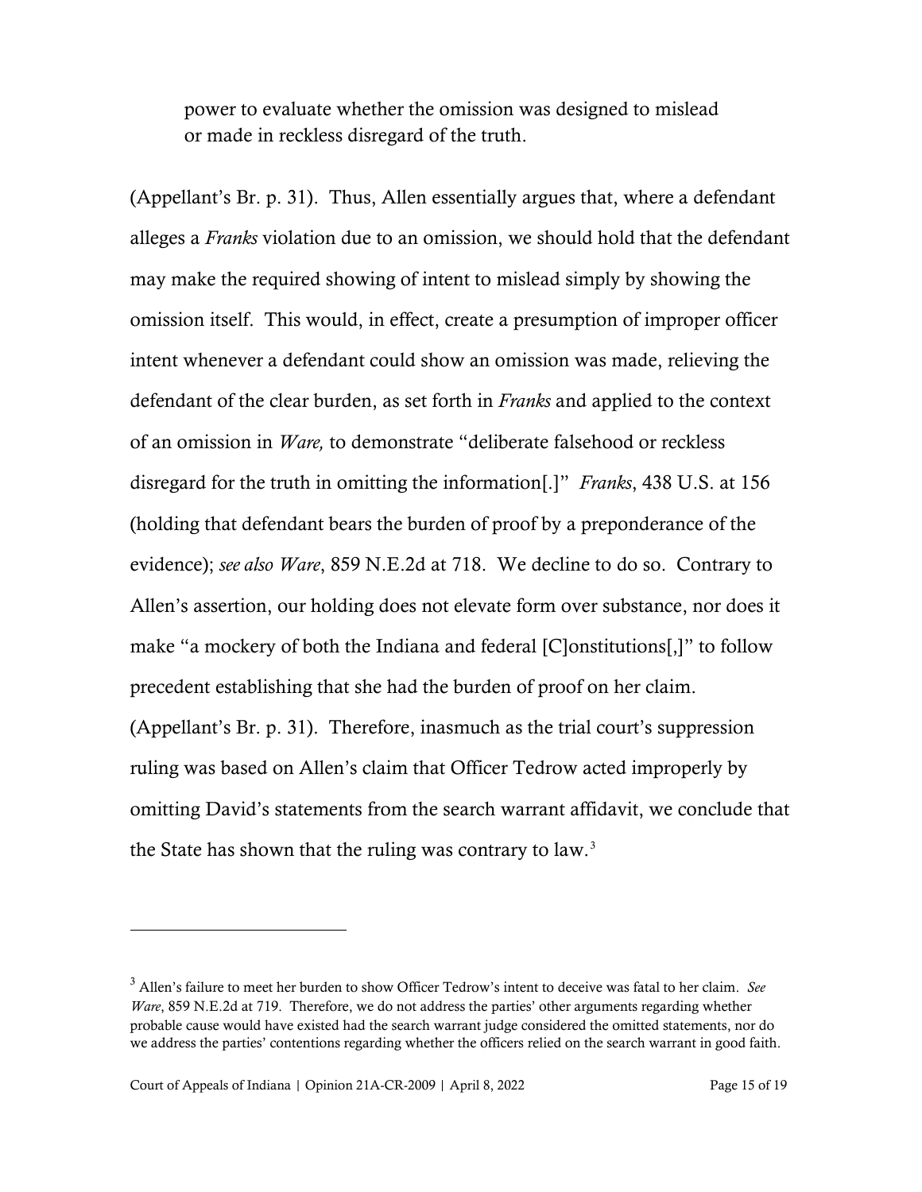> power to evaluate whether the omission was designed to mislead or made in reckless disregard of the truth.

(Appellant's Br. p. 31). Thus, Allen essentially argues that, where a defendant alleges a *Franks* violation due to an omission, we should hold that the defendant may make the required showing of intent to mislead simply by showing the omission itself. This would, in effect, create a presumption of improper officer intent whenever a defendant could show an omission was made, relieving the defendant of the clear burden, as set forth in *Franks* and applied to the context of an omission in *Ware,* to demonstrate "deliberate falsehood or reckless disregard for the truth in omitting the information[.]" *Franks*, 438 U.S. at 156 (holding that defendant bears the burden of proof by a preponderance of the evidence); *see also Ware*, 859 N.E.2d at 718. We decline to do so. Contrary to Allen's assertion, our holding does not elevate form over substance, nor does it make "a mockery of both the Indiana and federal [C]onstitutions[,]" to follow precedent establishing that she had the burden of proof on her claim. (Appellant's Br. p. 31). Therefore, inasmuch as the trial court's suppression ruling was based on Allen's claim that Officer Tedrow acted improperly by omitting David's statements from the search warrant affidavit, we conclude that the State has shown that the ruling was contrary to law.[3]

---

[3] Allen's failure to meet her burden to show Officer Tedrow's intent to deceive was fatal to her claim. *See Ware*, 859 N.E.2d at 719. Therefore, we do not address the parties' other arguments regarding whether probable cause would have existed had the search warrant judge considered the omitted statements, nor do we address the parties' contentions regarding whether the officers relied on the search warrant in good faith.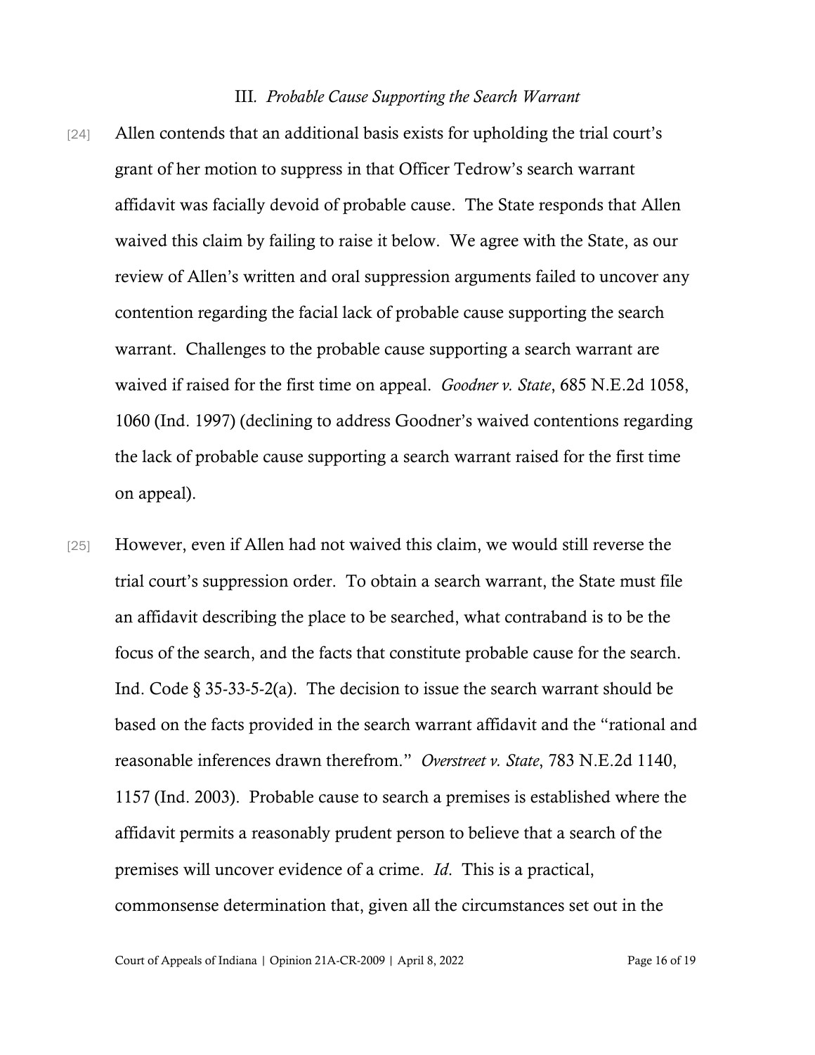### III. *Probable Cause Supporting the Search Warrant*

[24] Allen contends that an additional basis exists for upholding the trial court's grant of her motion to suppress in that Officer Tedrow's search warrant affidavit was facially devoid of probable cause. The State responds that Allen waived this claim by failing to raise it below. We agree with the State, as our review of Allen's written and oral suppression arguments failed to uncover any contention regarding the facial lack of probable cause supporting the search warrant. Challenges to the probable cause supporting a search warrant are waived if raised for the first time on appeal. *Goodner v. State*, 685 N.E.2d 1058, 1060 (Ind. 1997) (declining to address Goodner's waived contentions regarding the lack of probable cause supporting a search warrant raised for the first time on appeal).

[25] However, even if Allen had not waived this claim, we would still reverse the trial court's suppression order. To obtain a search warrant, the State must file an affidavit describing the place to be searched, what contraband is to be the focus of the search, and the facts that constitute probable cause for the search. Ind. Code § 35-33-5-2(a). The decision to issue the search warrant should be based on the facts provided in the search warrant affidavit and the "rational and reasonable inferences drawn therefrom." *Overstreet v. State*, 783 N.E.2d 1140, 1157 (Ind. 2003). Probable cause to search a premises is established where the affidavit permits a reasonably prudent person to believe that a search of the premises will uncover evidence of a crime. *Id*. This is a practical, commonsense determination that, given all the circumstances set out in the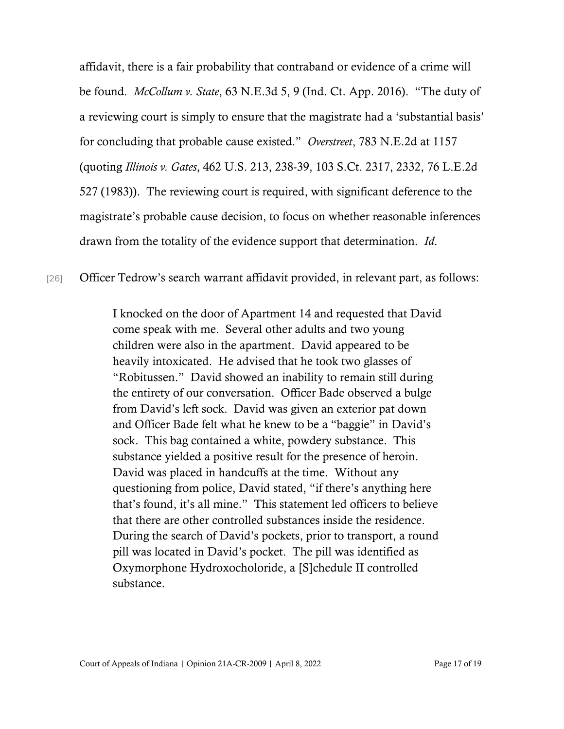affidavit, there is a fair probability that contraband or evidence of a crime will be found. *McCollum v. State*, 63 N.E.3d 5, 9 (Ind. Ct. App. 2016). "The duty of a reviewing court is simply to ensure that the magistrate had a 'substantial basis' for concluding that probable cause existed." *Overstreet*, 783 N.E.2d at 1157 (quoting *Illinois v. Gates*, 462 U.S. 213, 238-39, 103 S.Ct. 2317, 2332, 76 L.E.2d 527 (1983)). The reviewing court is required, with significant deference to the magistrate's probable cause decision, to focus on whether reasonable inferences drawn from the totality of the evidence support that determination. *Id*.

[26] Officer Tedrow's search warrant affidavit provided, in relevant part, as follows:

> I knocked on the door of Apartment 14 and requested that David come speak with me. Several other adults and two young children were also in the apartment. David appeared to be heavily intoxicated. He advised that he took two glasses of "Robitussen." David showed an inability to remain still during the entirety of our conversation. Officer Bade observed a bulge from David's left sock. David was given an exterior pat down and Officer Bade felt what he knew to be a "baggie" in David's sock. This bag contained a white, powdery substance. This substance yielded a positive result for the presence of heroin. David was placed in handcuffs at the time. Without any questioning from police, David stated, "if there's anything here that's found, it's all mine." This statement led officers to believe that there are other controlled substances inside the residence. During the search of David's pockets, prior to transport, a round pill was located in David's pocket. The pill was identified as Oxymorphone Hydroxocholoride, a [S]chedule II controlled substance.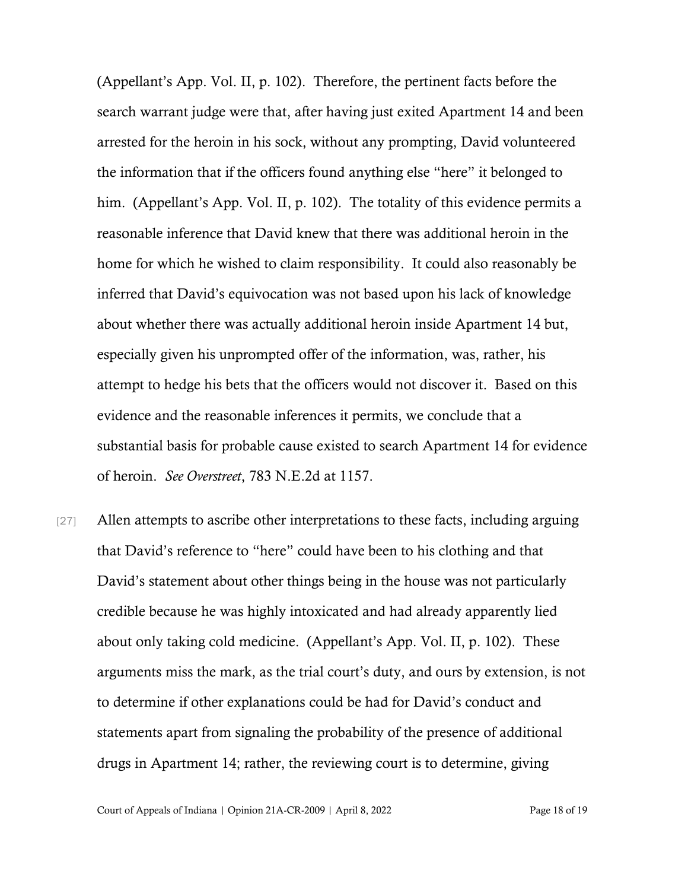(Appellant's App. Vol. II, p. 102). Therefore, the pertinent facts before the search warrant judge were that, after having just exited Apartment 14 and been arrested for the heroin in his sock, without any prompting, David volunteered the information that if the officers found anything else "here" it belonged to him. (Appellant's App. Vol. II, p. 102). The totality of this evidence permits a reasonable inference that David knew that there was additional heroin in the home for which he wished to claim responsibility. It could also reasonably be inferred that David's equivocation was not based upon his lack of knowledge about whether there was actually additional heroin inside Apartment 14 but, especially given his unprompted offer of the information, was, rather, his attempt to hedge his bets that the officers would not discover it. Based on this evidence and the reasonable inferences it permits, we conclude that a substantial basis for probable cause existed to search Apartment 14 for evidence of heroin. *See Overstreet*, 783 N.E.2d at 1157.

[27] Allen attempts to ascribe other interpretations to these facts, including arguing that David's reference to "here" could have been to his clothing and that David's statement about other things being in the house was not particularly credible because he was highly intoxicated and had already apparently lied about only taking cold medicine. (Appellant's App. Vol. II, p. 102). These arguments miss the mark, as the trial court's duty, and ours by extension, is not to determine if other explanations could be had for David's conduct and statements apart from signaling the probability of the presence of additional drugs in Apartment 14; rather, the reviewing court is to determine, giving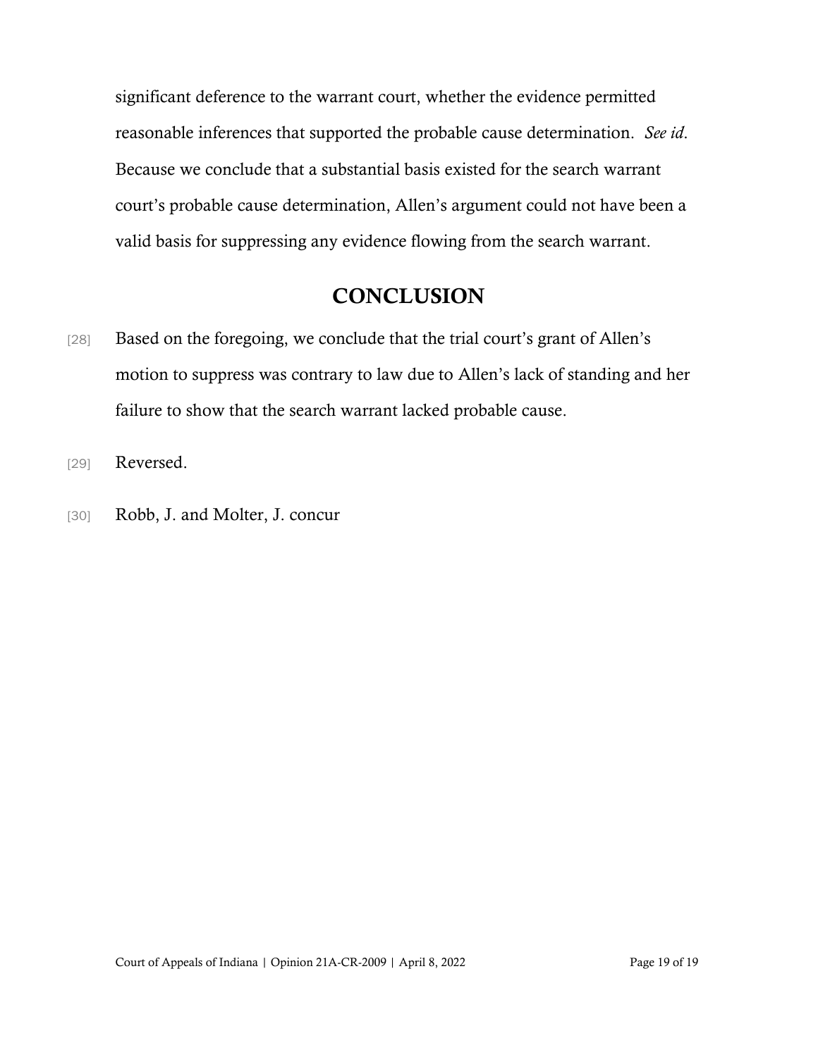significant deference to the warrant court, whether the evidence permitted reasonable inferences that supported the probable cause determination. *See id*. Because we conclude that a substantial basis existed for the search warrant court's probable cause determination, Allen's argument could not have been a valid basis for suppressing any evidence flowing from the search warrant.

## CONCLUSION

[28] Based on the foregoing, we conclude that the trial court's grant of Allen's motion to suppress was contrary to law due to Allen's lack of standing and her failure to show that the search warrant lacked probable cause.

[29] Reversed.

[30] Robb, J. and Molter, J. concur